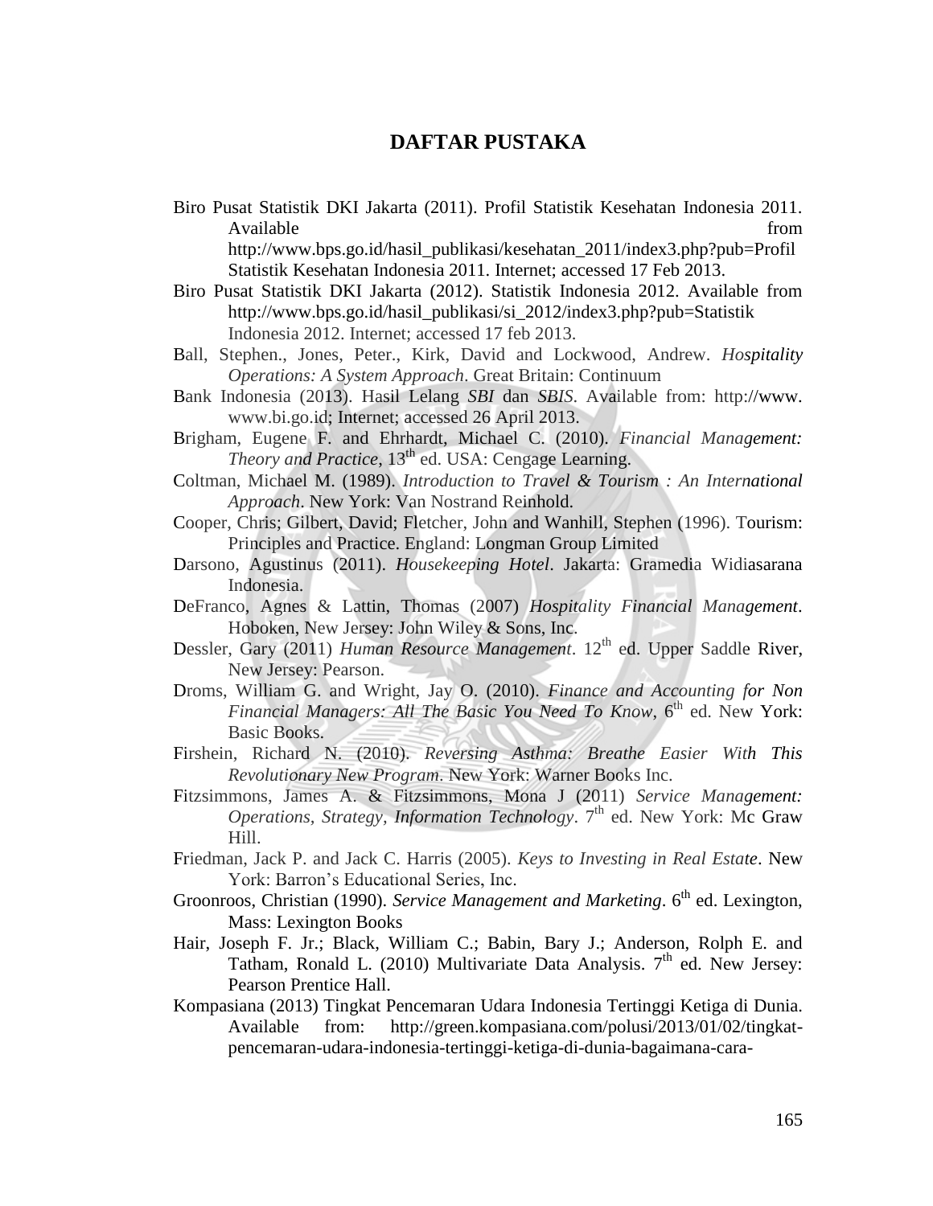# DAFTAR PUSTAKA

Biro Pusat Statistik DKI Jakarta (2011). Profil Statistik Kesehatan Indonesia 2011. Available from http://www.bps.go.id/hasil_publikasi/kesehatan_2011/index3.php?pub=Profil Statistik Kesehatan Indonesia 2011. Internet; accessed 17 Feb 2013.

Biro Pusat Statistik DKI Jakarta (2012). Statistik Indonesia 2012. Available from http://www.bps.go.id/hasil_publikasi/si_2012/index3.php?pub=Statistik Indonesia 2012. Internet; accessed 17 feb 2013.

Ball, Stephen., Jones, Peter., Kirk, David and Lockwood, Andrew. *Hospitality Operations: A System Approach*. Great Britain: Continuum

Bank Indonesia (2013). Hasil Lelang *SBI* dan *SBIS*. Available from: http://www. www.bi.go.id; Internet; accessed 26 April 2013.

Brigham, Eugene F. and Ehrhardt, Michael C. (2010). *Financial Management: Theory and Practice*, 13th ed. USA: Cengage Learning.

Coltman, Michael M. (1989). *Introduction to Travel & Tourism : An International Approach*. New York: Van Nostrand Reinhold.

Cooper, Chris; Gilbert, David; Fletcher, John and Wanhill, Stephen (1996). Tourism: Principles and Practice. England: Longman Group Limited

Darsono, Agustinus (2011). *Housekeeping Hotel*. Jakarta: Gramedia Widiasarana Indonesia.

DeFranco, Agnes & Lattin, Thomas (2007) *Hospitality Financial Management*. Hoboken, New Jersey: John Wiley & Sons, Inc.

Dessler, Gary (2011) *Human Resource Management*. 12th ed. Upper Saddle River, New Jersey: Pearson.

Droms, William G. and Wright, Jay O. (2010). *Finance and Accounting for Non Financial Managers: All The Basic You Need To Know*, 6th ed. New York: Basic Books.

Firshein, Richard N. (2010). *Reversing Asthma: Breathe Easier With This Revolutionary New Program*. New York: Warner Books Inc.

Fitzsimmons, James A. & Fitzsimmons, Mona J (2011) *Service Management: Operations, Strategy, Information Technology*. 7th ed. New York: Mc Graw Hill.

Friedman, Jack P. and Jack C. Harris (2005). *Keys to Investing in Real Estate*. New York: Barron's Educational Series, Inc.

Groonroos, Christian (1990). *Service Management and Marketing*. 6th ed. Lexington, Mass: Lexington Books

Hair, Joseph F. Jr.; Black, William C.; Babin, Bary J.; Anderson, Rolph E. and Tatham, Ronald L. (2010) Multivariate Data Analysis. 7th ed. New Jersey: Pearson Prentice Hall.

Kompasiana (2013) Tingkat Pencemaran Udara Indonesia Tertinggi Ketiga di Dunia. Available from: http://green.kompasiana.com/polusi/2013/01/02/tingkat-pencemaran-udara-indonesia-tertinggi-ketiga-di-dunia-bagaimana-cara-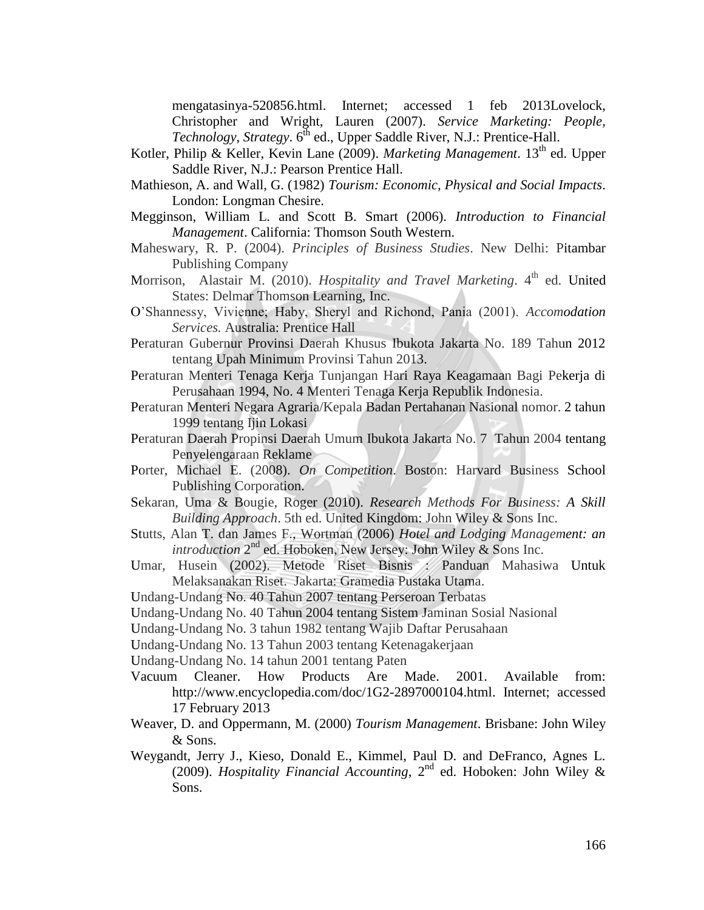mengatasinya-520856.html. Internet; accessed 1 feb 2013Lovelock, Christopher and Wright, Lauren (2007). *Service Marketing: People, Technology, Strategy*. 6th ed., Upper Saddle River, N.J.: Prentice-Hall.

Kotler, Philip & Keller, Kevin Lane (2009). *Marketing Management*. 13th ed. Upper Saddle River, N.J.: Pearson Prentice Hall.

Mathieson, A. and Wall, G. (1982) *Tourism: Economic, Physical and Social Impacts*. London: Longman Chesire.

Megginson, William L. and Scott B. Smart (2006). *Introduction to Financial Management*. California: Thomson South Western.

Maheswary, R. P. (2004). *Principles of Business Studies*. New Delhi: Pitambar Publishing Company

Morrison, Alastair M. (2010). *Hospitality and Travel Marketing*. 4th ed. United States: Delmar Thomson Learning, Inc.

O'Shannessy, Vivienne; Haby, Sheryl and Richond, Pania (2001). *Accomodation Services.* Australia: Prentice Hall

Peraturan Gubernur Provinsi Daerah Khusus Ibukota Jakarta No. 189 Tahun 2012 tentang Upah Minimum Provinsi Tahun 2013.

Peraturan Menteri Tenaga Kerja Tunjangan Hari Raya Keagamaan Bagi Pekerja di Perusahaan 1994, No. 4 Menteri Tenaga Kerja Republik Indonesia.

Peraturan Menteri Negara Agraria/Kepala Badan Pertahanan Nasional nomor. 2 tahun 1999 tentang Ijin Lokasi

Peraturan Daerah Propinsi Daerah Umum Ibukota Jakarta No. 7 Tahun 2004 tentang Penyelengaraan Reklame

Porter, Michael E. (2008). *On Competition*. Boston: Harvard Business School Publishing Corporation.

Sekaran, Uma & Bougie, Roger (2010). *Research Methods For Business: A Skill Building Approach*. 5th ed. United Kingdom: John Wiley & Sons Inc.

Stutts, Alan T. dan James F., Wortman (2006) *Hotel and Lodging Management: an introduction* 2nd ed. Hoboken, New Jersey: John Wiley & Sons Inc.

Umar, Husein (2002). Metode Riset Bisnis : Panduan Mahasiwa Untuk Melaksanakan Riset. Jakarta: Gramedia Pustaka Utama.

Undang-Undang No. 40 Tahun 2007 tentang Perseroan Terbatas

Undang-Undang No. 40 Tahun 2004 tentang Sistem Jaminan Sosial Nasional

Undang-Undang No. 3 tahun 1982 tentang Wajib Daftar Perusahaan

Undang-Undang No. 13 Tahun 2003 tentang Ketenagakerjaan

Undang-Undang No. 14 tahun 2001 tentang Paten

Vacuum Cleaner. How Products Are Made. 2001. Available from: http://www.encyclopedia.com/doc/1G2-2897000104.html. Internet; accessed 17 February 2013

Weaver, D. and Oppermann, M. (2000) *Tourism Management*. Brisbane: John Wiley & Sons.

Weygandt, Jerry J., Kieso, Donald E., Kimmel, Paul D. and DeFranco, Agnes L. (2009). *Hospitality Financial Accounting*, 2nd ed. Hoboken: John Wiley & Sons.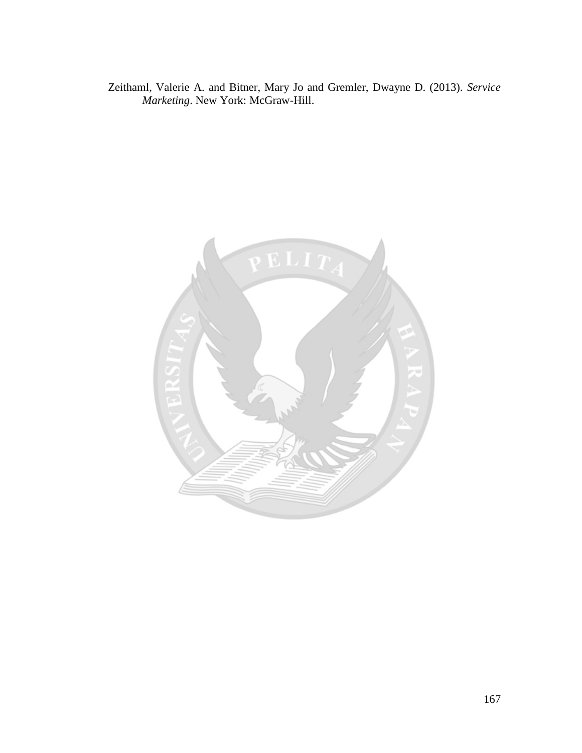Zeithaml, Valerie A. and Bitner, Mary Jo and Gremler, Dwayne D. (2013). *Service Marketing*. New York: McGraw-Hill.